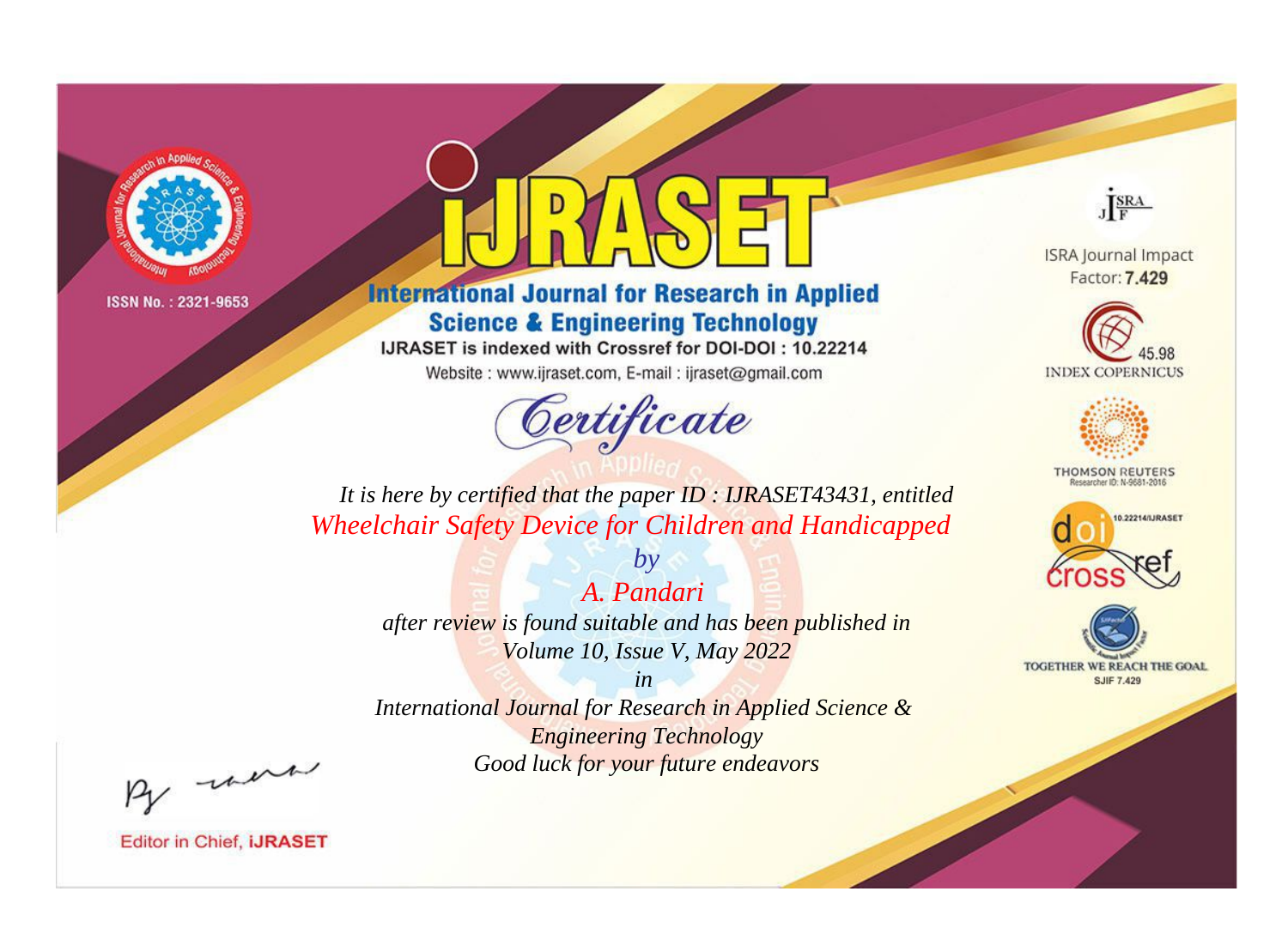ISSN No. : 2321-9653

# IJRASET

## International Journal for Research in Applied Science & Engineering Technology

IJRASET is indexed with Crossref for DOI-DOI : 10.22214

Website : www.ijraset.com, E-mail : ijraset@gmail.com

# Certificate

*It is here by certified that the paper ID : IJRASET43431, entitled*

*Wheelchair Safety Device for Children and Handicapped*

*by*

*A. Pandari*

*after review is found suitable and has been published in*

*Volume 10, Issue V, May 2022*

*in*

*International Journal for Research in Applied Science & Engineering Technology*

*Good luck for your future endeavors*

ISRA Journal Impact Factor: **7.429**

45.98 INDEX COPERNICUS

THOMSON REUTERS Researcher ID: N-9681-2016

10.22214/IJRASET

TOGETHER WE REACH THE GOAL SJIF 7.429

Editor in Chief, **iJRASET**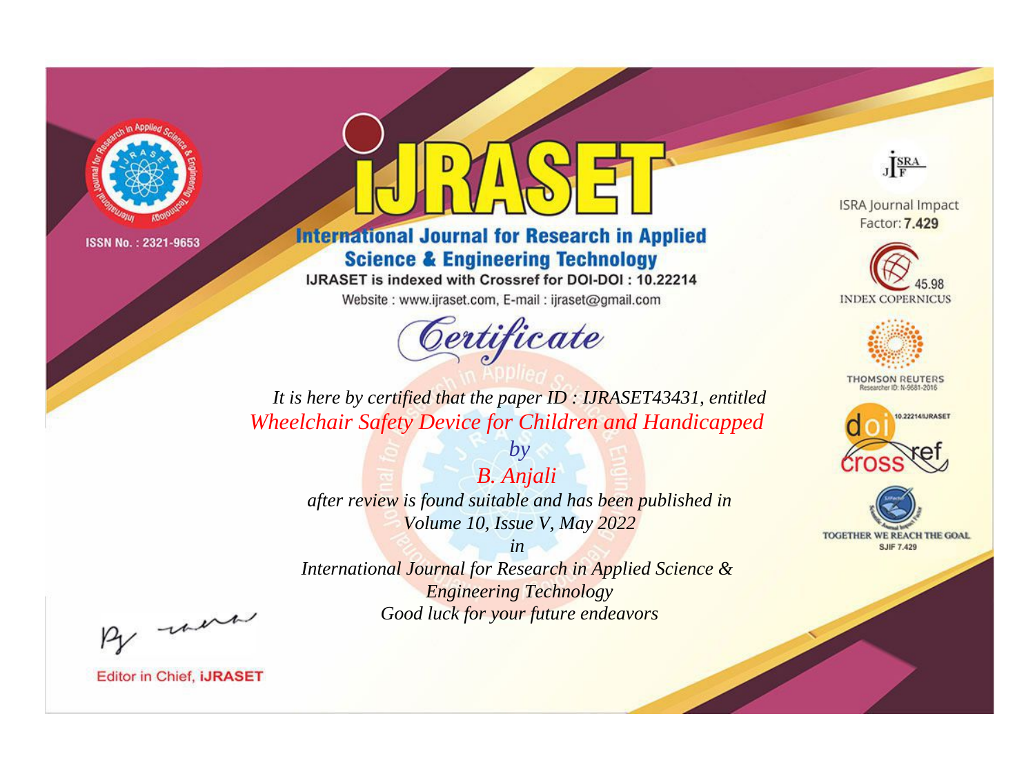ISSN No. : 2321-9653

# IJRASET

## International Journal for Research in Applied Science & Engineering Technology

IJRASET is indexed with Crossref for DOI-DOI : 10.22214

Website : www.ijraset.com, E-mail : ijraset@gmail.com

*Certificate*

*It is here by certified that the paper ID : IJRASET43431, entitled*

*Wheelchair Safety Device for Children and Handicapped*

*by*

*B. Anjali*

*after review is found suitable and has been published in*

*Volume 10, Issue V, May 2022*

*in*

*International Journal for Research in Applied Science & Engineering Technology*

*Good luck for your future endeavors*

ISRA Journal Impact Factor: **7.429**

45.98 INDEX COPERNICUS

THOMSON REUTERS Researcher ID: N-9681-2016

10.22214/IJRASET

TOGETHER WE REACH THE GOAL SJIF 7.429

Editor in Chief, **iJRASET**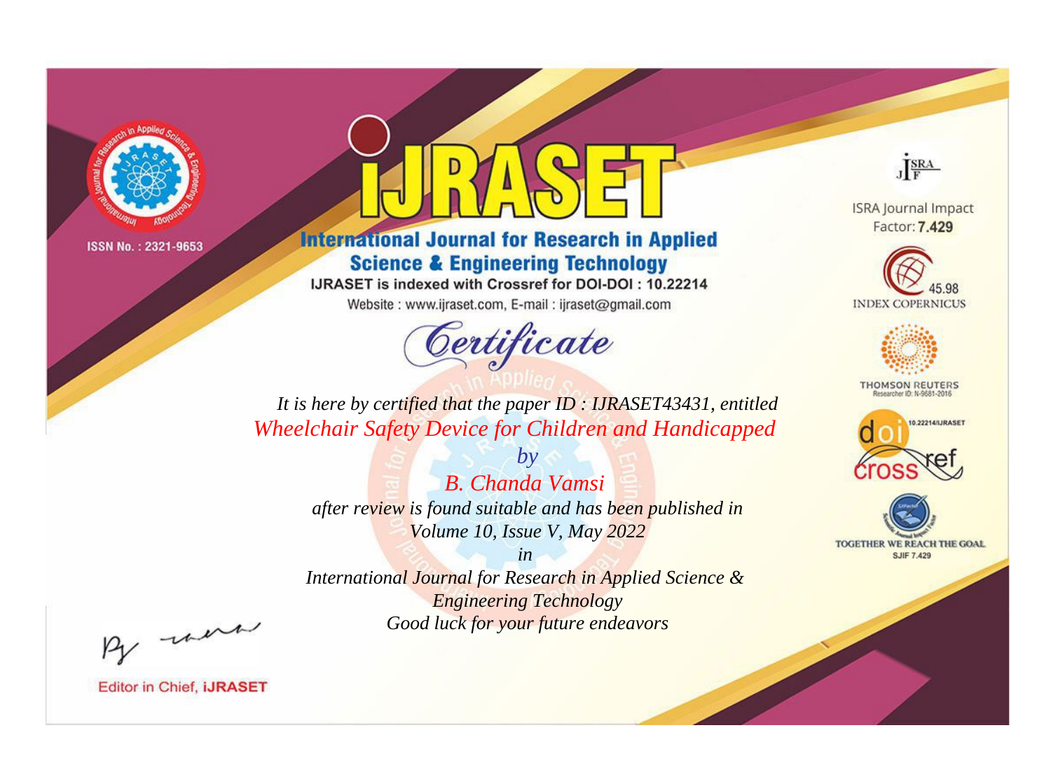ISSN No. : 2321-9653

# iJRASET

## International Journal for Research in Applied Science & Engineering Technology

IJRASET is indexed with Crossref for DOI-DOI : 10.22214

Website : www.ijraset.com, E-mail : ijraset@gmail.com

ISRA Journal Impact Factor: **7.429**

45.98 INDEX COPERNICUS

THOMSON REUTERS Researcher ID: N-9681-2016

10.22214/IJRASET

TOGETHER WE REACH THE GOAL SJIF 7.429

# *Certificate*

*It is here by certified that the paper ID : IJRASET43431, entitled*

*Wheelchair Safety Device for Children and Handicapped*

*by*

*B. Chanda Vamsi*

*after review is found suitable and has been published in*

*Volume 10, Issue V, May 2022*

*in*

*International Journal for Research in Applied Science & Engineering Technology*

*Good luck for your future endeavors*

Editor in Chief, **iJRASET**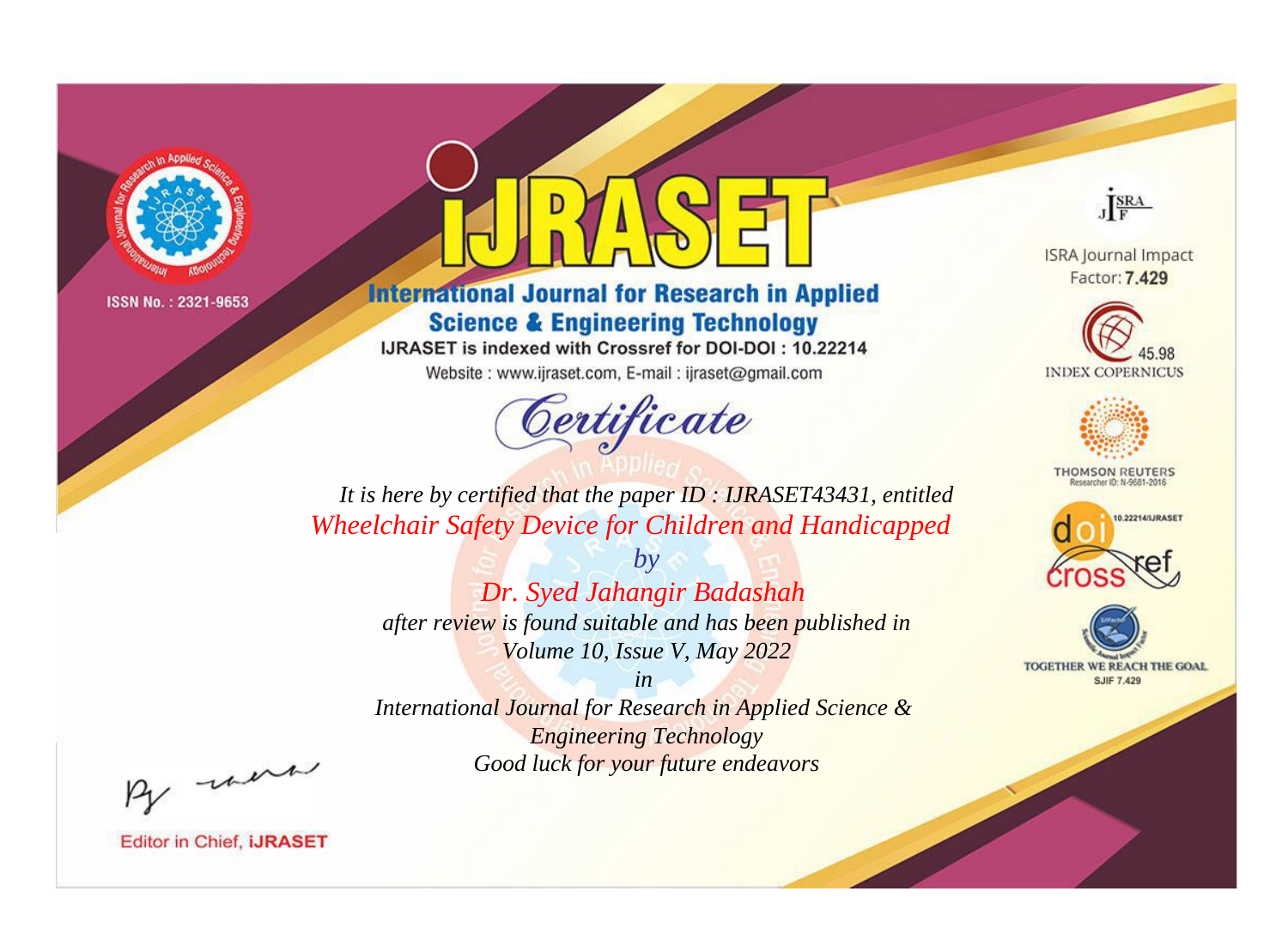ISSN No. : 2321-9653

# IJRASET

## International Journal for Research in Applied Science & Engineering Technology

IJRASET is indexed with Crossref for DOI-DOI : 10.22214

Website : www.ijraset.com, E-mail : ijraset@gmail.com

*Certificate*

*It is here by certified that the paper ID : IJRASET43431, entitled*

*Wheelchair Safety Device for Children and Handicapped*

*by*

*Dr. Syed Jahangir Badashah*

*after review is found suitable and has been published in*

*Volume 10, Issue V, May 2022*

*in*

*International Journal for Research in Applied Science & Engineering Technology*

*Good luck for your future endeavors*

ISRA Journal Impact Factor: **7.429**

45.98 INDEX COPERNICUS

THOMSON REUTERS Researcher ID: N-9681-2016

10.22214/IJRASET

TOGETHER WE REACH THE GOAL SJIF 7.429

Editor in Chief, **iJRASET**